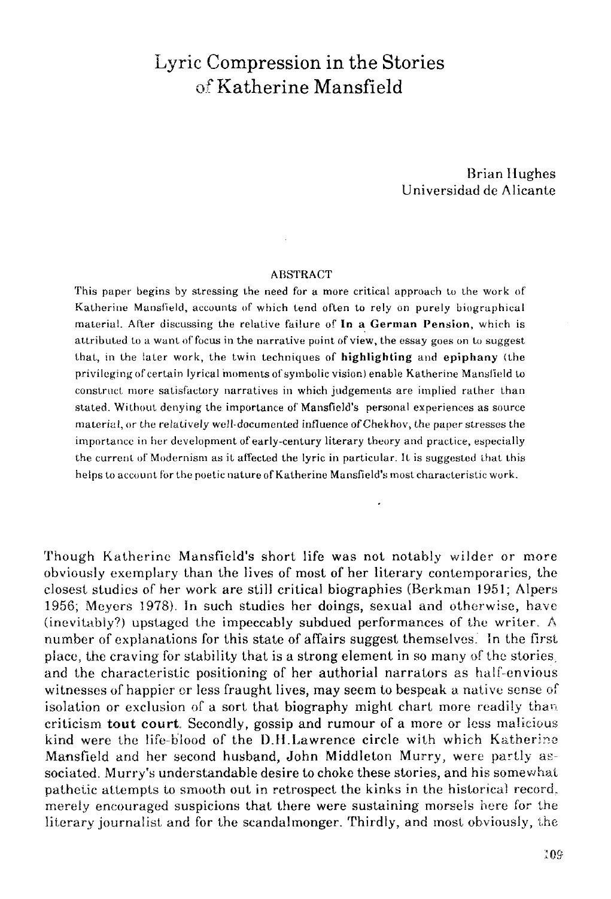# Lyric Compression in the Stories of Katherine Mansfield

Brian Hughes
Universidad de Alicante

## ABSTRACT

This paper begins by stressing the need for a more critical approach to the work of Katherine Mansfield, accounts of which tend often to rely on purely biographical material. After discussing the relative failure of **In a German Pension**, which is attributed to a want of focus in the narrative point of view, the essay goes on to suggest that, in the later work, the twin techniques of **highlighting** and **epiphany** (the privileging of certain lyrical moments of symbolic vision) enable Katherine Mansfield to construct more satisfactory narratives in which judgements are implied rather than stated. Without denying the importance of Mansfield's personal experiences as source material, or the relatively well-documented influence of Chekhov, the paper stresses the importance in her development of early-century literary theory and practice, especially the current of Modernism as it affected the lyric in particular. It is suggested that this helps to account for the poetic nature of Katherine Mansfield's most characteristic work.

Though Katherine Mansfield's short life was not notably wilder or more obviously exemplary than the lives of most of her literary contemporaries, the closest studies of her work are still critical biographies (Berkman 1951; Alpers 1956; Meyers 1978). In such studies her doings, sexual and otherwise, have (inevitably?) upstaged the impeccably subdued performances of the writer. A number of explanations for this state of affairs suggest themselves. In the first place, the craving for stability that is a strong element in so many of the stories, and the characteristic positioning of her authorial narrators as half-envious witnesses of happier or less fraught lives, may seem to bespeak a native sense of isolation or exclusion of a sort that biography might chart more readily than criticism **tout court**. Secondly, gossip and rumour of a more or less malicious kind were the life-blood of the D.H.Lawrence circle with which Katherine Mansfield and her second husband, John Middleton Murry, were partly associated. Murry's understandable desire to choke these stories, and his somewhat pathetic attempts to smooth out in retrospect the kinks in the historical record, merely encouraged suspicions that there were sustaining morsels here for the literary journalist and for the scandalmonger. Thirdly, and most obviously, the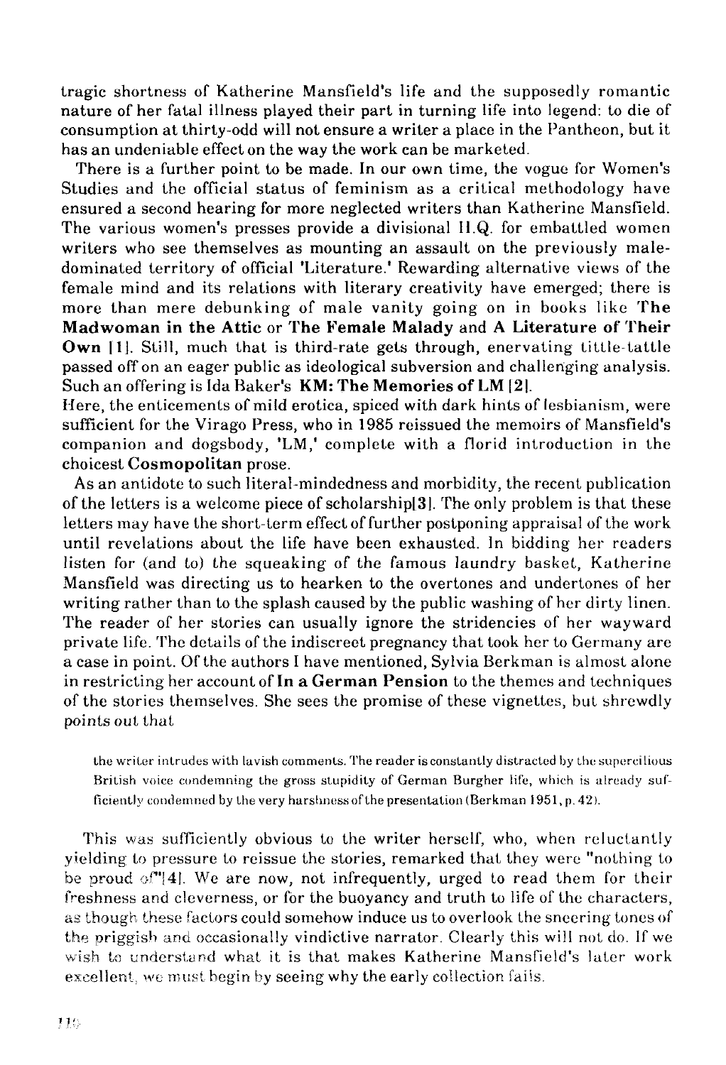tragic shortness of Katherine Mansfield's life and the supposedly romantic nature of her fatal illness played their part in turning life into legend: to die of consumption at thirty-odd will not ensure a writer a place in the Pantheon, but it has an undeniable effect on the way the work can be marketed.

There is a further point to be made. In our own time, the vogue for Women's Studies and the official status of feminism as a critical methodology have ensured a second hearing for more neglected writers than Katherine Mansfield. The various women's presses provide a divisional H.Q. for embattled women writers who see themselves as mounting an assault on the previously male-dominated territory of official 'Literature.' Rewarding alternative views of the female mind and its relations with literary creativity have emerged; there is more than mere debunking of male vanity going on in books like **The Madwoman in the Attic** or **The Female Malady** and **A Literature of Their Own** [1]. Still, much that is third-rate gets through, enervating tittle-tattle passed off on an eager public as ideological subversion and challenging analysis. Such an offering is Ida Baker's **KM: The Memories of LM** [2].

Here, the enticements of mild erotica, spiced with dark hints of lesbianism, were sufficient for the Virago Press, who in 1985 reissued the memoirs of Mansfield's companion and dogsbody, 'LM,' complete with a florid introduction in the choicest **Cosmopolitan** prose.

As an antidote to such literal-mindedness and morbidity, the recent publication of the letters is a welcome piece of scholarship[3]. The only problem is that these letters may have the short-term effect of further postponing appraisal of the work until revelations about the life have been exhausted. In bidding her readers listen for (and to) the squeaking of the famous laundry basket, Katherine Mansfield was directing us to hearken to the overtones and undertones of her writing rather than to the splash caused by the public washing of her dirty linen. The reader of her stories can usually ignore the stridencies of her wayward private life. The details of the indiscreet pregnancy that took her to Germany are a case in point. Of the authors I have mentioned, Sylvia Berkman is almost alone in restricting her account of **In a German Pension** to the themes and techniques of the stories themselves. She sees the promise of these vignettes, but shrewdly points out that

> the writer intrudes with lavish comments. The reader is constantly distracted by the supercilious British voice condemning the gross stupidity of German Burgher life, which is already sufficiently condemned by the very harshness of the presentation (Berkman 1951, p. 42).

This was sufficiently obvious to the writer herself, who, when reluctantly yielding to pressure to reissue the stories, remarked that they were "nothing to be proud of"[4]. We are now, not infrequently, urged to read them for their freshness and cleverness, or for the buoyancy and truth to life of the characters, as though these factors could somehow induce us to overlook the sneering tones of the priggish and occasionally vindictive narrator. Clearly this will not do. If we wish to understand what it is that makes Katherine Mansfield's later work excellent, we must begin by seeing why the early collection fails.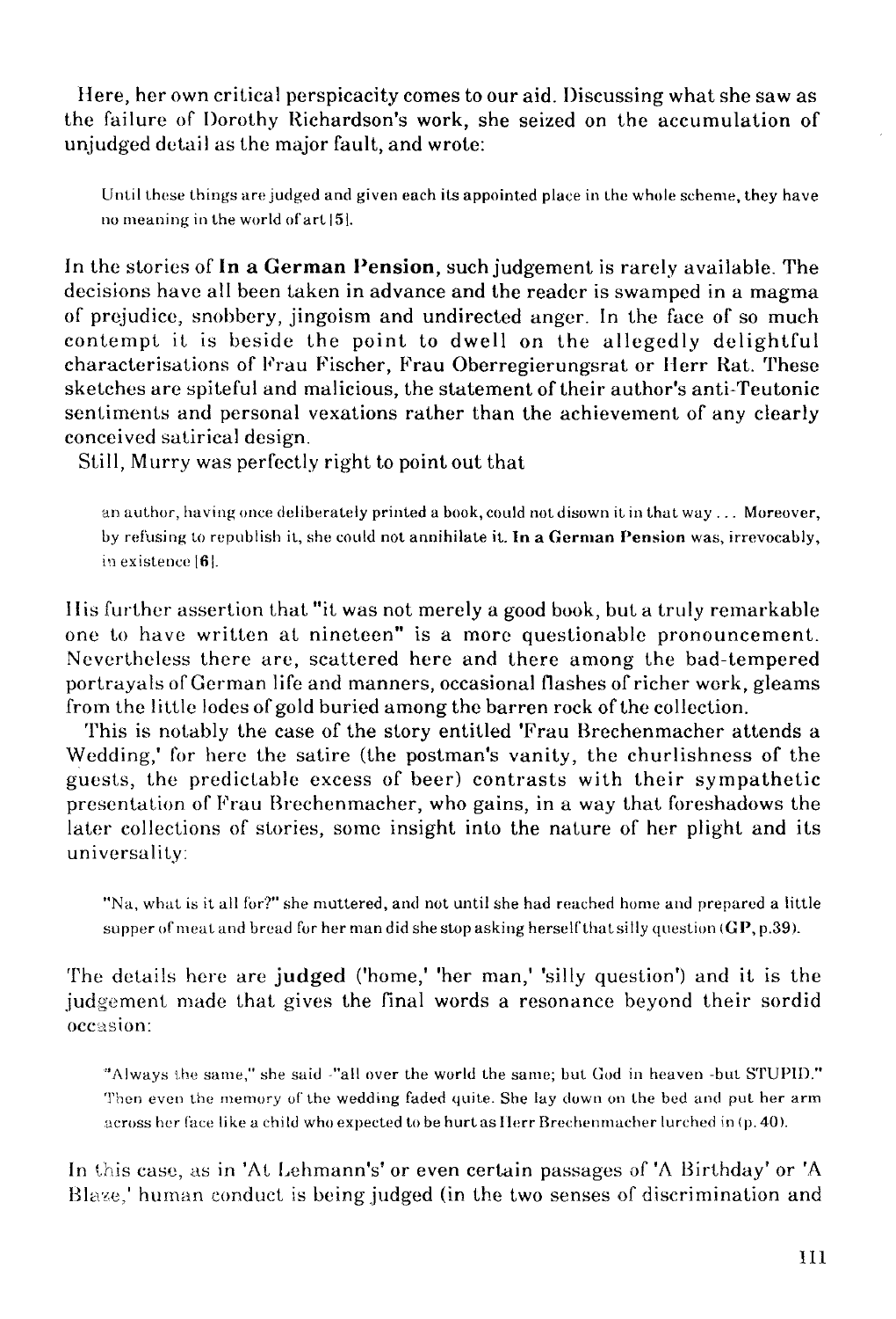Here, her own critical perspicacity comes to our aid. Discussing what she saw as the failure of Dorothy Richardson's work, she seized on the accumulation of unjudged detail as the major fault, and wrote:

> Until these things are judged and given each its appointed place in the whole scheme, they have no meaning in the world of art [5].

In the stories of **In a German Pension**, such judgement is rarely available. The decisions have all been taken in advance and the reader is swamped in a magma of prejudice, snobbery, jingoism and undirected anger. In the face of so much contempt it is beside the point to dwell on the allegedly delightful characterisations of Frau Fischer, Frau Oberregierungsrat or Herr Rat. These sketches are spiteful and malicious, the statement of their author's anti-Teutonic sentiments and personal vexations rather than the achievement of any clearly conceived satirical design.

Still, Murry was perfectly right to point out that

> an author, having once deliberately printed a book, could not disown it in that way ... Moreover, by refusing to republish it, she could not annihilate it. **In a German Pension** was, irrevocably, in existence [**6**].

His further assertion that "it was not merely a good book, but a truly remarkable one to have written at nineteen" is a more questionable pronouncement. Nevertheless there are, scattered here and there among the bad-tempered portrayals of German life and manners, occasional flashes of richer work, gleams from the little lodes of gold buried among the barren rock of the collection.

This is notably the case of the story entitled 'Frau Brechenmacher attends a Wedding,' for here the satire (the postman's vanity, the churlishness of the guests, the predictable excess of beer) contrasts with their sympathetic presentation of Frau Brechenmacher, who gains, in a way that foreshadows the later collections of stories, some insight into the nature of her plight and its universality:

> "Na, what is it all for?" she muttered, and not until she had reached home and prepared a little supper of meat and bread for her man did she stop asking herself that silly question (**GP**, p.39).

The details here are **judged** ('home,' 'her man,' 'silly question') and it is the judgement made that gives the final words a resonance beyond their sordid occasion:

> "Always the same," she said -"all over the world the same; but God in heaven -but STUPID." Then even the memory of the wedding faded quite. She lay down on the bed and put her arm across her face like a child who expected to be hurt as Herr Brechenmacher lurched in (p. 40).

In this case, as in 'At Lehmann's' or even certain passages of 'A Birthday' or 'A Blaze,' human conduct is being judged (in the two senses of discrimination and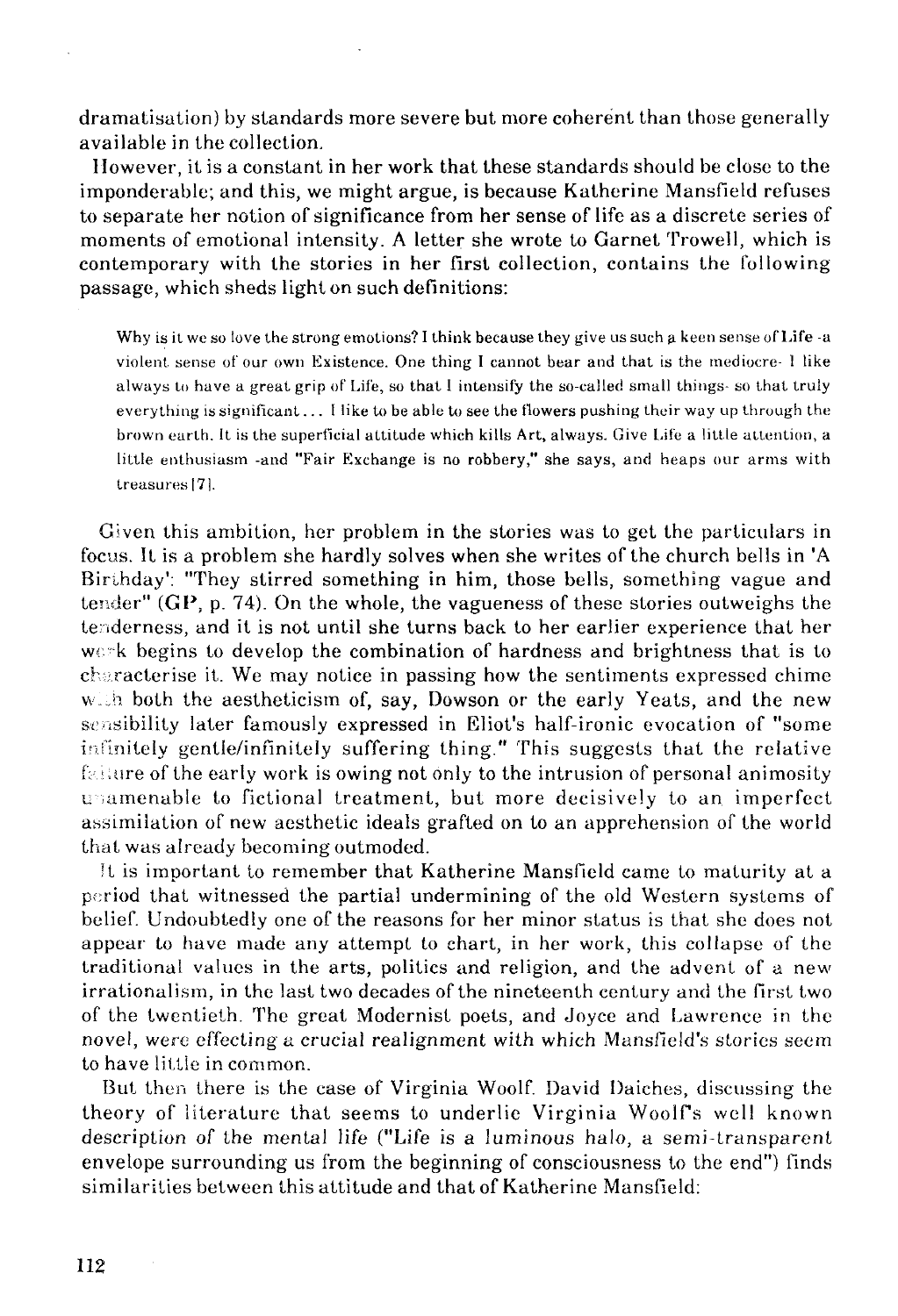dramatisation) by standards more severe but more coherent than those generally available in the collection.

However, it is a constant in her work that these standards should be close to the imponderable; and this, we might argue, is because Katherine Mansfield refuses to separate her notion of significance from her sense of life as a discrete series of moments of emotional intensity. A letter she wrote to Garnet Trowell, which is contemporary with the stories in her first collection, contains the following passage, which sheds light on such definitions:

> Why is it we so love the strong emotions? I think because they give us such a keen sense of Life -a violent sense of our own Existence. One thing I cannot bear and that is the mediocre- I like always to have a great grip of Life, so that I intensify the so-called small things- so that truly everything is significant... I like to be able to see the flowers pushing their way up through the brown earth. It is the superficial attitude which kills Art, always. Give Life a little attention, a little enthusiasm -and "Fair Exchange is no robbery," she says, and heaps our arms with treasures [7].

Given this ambition, her problem in the stories was to get the particulars in focus. It is a problem she hardly solves when she writes of the church bells in 'A Birthday': "They stirred something in him, those bells, something vague and tender" (GP, p. 74). On the whole, the vagueness of these stories outweighs the tenderness, and it is not until she turns back to her earlier experience that her work begins to develop the combination of hardness and brightness that is to characterise it. We may notice in passing how the sentiments expressed chime with both the aestheticism of, say, Dowson or the early Yeats, and the new sensibility later famously expressed in Eliot's half-ironic evocation of "some infinitely gentle/infinitely suffering thing." This suggests that the relative failure of the early work is owing not only to the intrusion of personal animosity unamenable to fictional treatment, but more decisively to an imperfect assimilation of new aesthetic ideals grafted on to an apprehension of the world that was already becoming outmoded.

It is important to remember that Katherine Mansfield came to maturity at a period that witnessed the partial undermining of the old Western systems of belief. Undoubtedly one of the reasons for her minor status is that she does not appear to have made any attempt to chart, in her work, this collapse of the traditional values in the arts, politics and religion, and the advent of a new irrationalism, in the last two decades of the nineteenth century and the first two of the twentieth. The great Modernist poets, and Joyce and Lawrence in the novel, were effecting a crucial realignment with which Mansfield's stories seem to have little in common.

But then there is the case of Virginia Woolf. David Daiches, discussing the theory of literature that seems to underlie Virginia Woolf's well known description of the mental life ("Life is a luminous halo, a semi-transparent envelope surrounding us from the beginning of consciousness to the end") finds similarities between this attitude and that of Katherine Mansfield: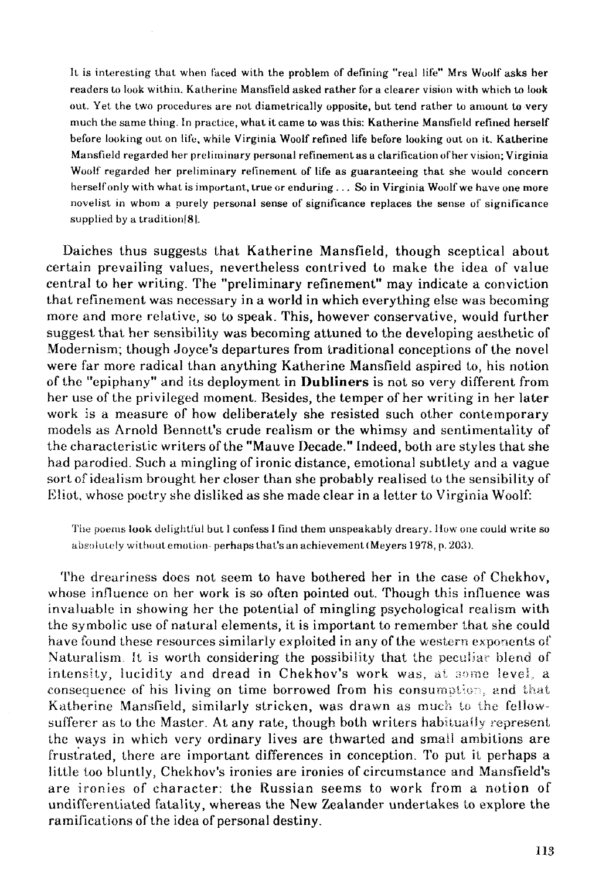> It is interesting that when faced with the problem of defining "real life" Mrs Woolf asks her readers to look within. Katherine Mansfield asked rather for a clearer vision with which to look out. Yet the two procedures are not diametrically opposite, but tend rather to amount to very much the same thing. In practice, what it came to was this: Katherine Mansfield refined herself before looking out on life, while Virginia Woolf refined life before looking out on it. Katherine Mansfield regarded her preliminary personal refinement as a clarification of her vision; Virginia Woolf regarded her preliminary refinement of life as guaranteeing that she would concern herself only with what is important, true or enduring . . . So in Virginia Woolf we have one more novelist in whom a purely personal sense of significance replaces the sense of significance supplied by a tradition[8].

Daiches thus suggests that Katherine Mansfield, though sceptical about certain prevailing values, nevertheless contrived to make the idea of value central to her writing. The "preliminary refinement" may indicate a conviction that refinement was necessary in a world in which everything else was becoming more and more relative, so to speak. This, however conservative, would further suggest that her sensibility was becoming attuned to the developing aesthetic of Modernism; though Joyce's departures from traditional conceptions of the novel were far more radical than anything Katherine Mansfield aspired to, his notion of the "epiphany" and its deployment in **Dubliners** is not so very different from her use of the privileged moment. Besides, the temper of her writing in her later work is a measure of how deliberately she resisted such other contemporary models as Arnold Bennett's crude realism or the whimsy and sentimentality of the characteristic writers of the "Mauve Decade." Indeed, both are styles that she had parodied. Such a mingling of ironic distance, emotional subtlety and a vague sort of idealism brought her closer than she probably realised to the sensibility of Eliot, whose poetry she disliked as she made clear in a letter to Virginia Woolf:

> The poems look delightful but I confess I find them unspeakably dreary. How one could write so absolutely without emotion- perhaps that's an achievement (Meyers 1978, p. 203).

The dreariness does not seem to have bothered her in the case of Chekhov, whose influence on her work is so often pointed out. Though this influence was invaluable in showing her the potential of mingling psychological realism with the symbolic use of natural elements, it is important to remember that she could have found these resources similarly exploited in any of the western exponents of Naturalism. It is worth considering the possibility that the peculiar blend of intensity, lucidity and dread in Chekhov's work was, at some level, a consequence of his living on time borrowed from his consumption, and that Katherine Mansfield, similarly stricken, was drawn as much to the fellow-sufferer as to the Master. At any rate, though both writers habitually represent the ways in which very ordinary lives are thwarted and small ambitions are frustrated, there are important differences in conception. To put it perhaps a little too bluntly, Chekhov's ironies are ironies of circumstance and Mansfield's are ironies of character: the Russian seems to work from a notion of undifferentiated fatality, whereas the New Zealander undertakes to explore the ramifications of the idea of personal destiny.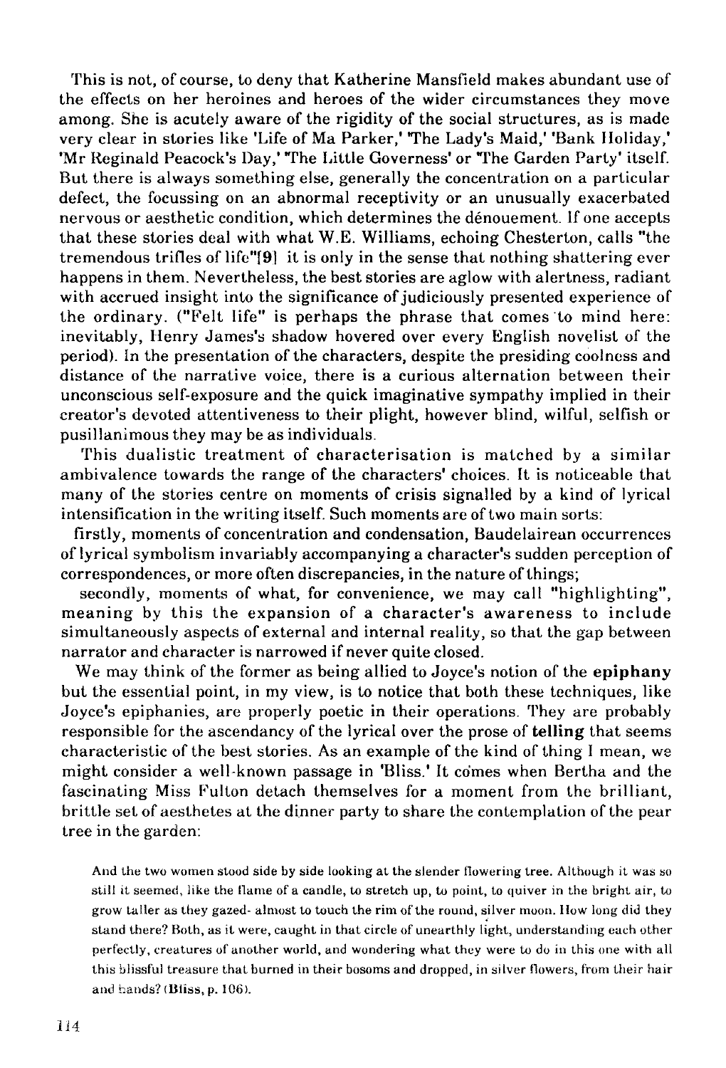This is not, of course, to deny that Katherine Mansfield makes abundant use of the effects on her heroines and heroes of the wider circumstances they move among. She is acutely aware of the rigidity of the social structures, as is made very clear in stories like 'Life of Ma Parker,' 'The Lady's Maid,' 'Bank Holiday,' 'Mr Reginald Peacock's Day,' 'The Little Governess' or 'The Garden Party' itself. But there is always something else, generally the concentration on a particular defect, the focussing on an abnormal receptivity or an unusually exacerbated nervous or aesthetic condition, which determines the dénouement. If one accepts that these stories deal with what W.E. Williams, echoing Chesterton, calls "the tremendous trifles of life"[9] it is only in the sense that nothing shattering ever happens in them. Nevertheless, the best stories are aglow with alertness, radiant with accrued insight into the significance of judiciously presented experience of the ordinary. ("Felt life" is perhaps the phrase that comes to mind here: inevitably, Henry James's shadow hovered over every English novelist of the period). In the presentation of the characters, despite the presiding coolness and distance of the narrative voice, there is a curious alternation between their unconscious self-exposure and the quick imaginative sympathy implied in their creator's devoted attentiveness to their plight, however blind, wilful, selfish or pusillanimous they may be as individuals.

This dualistic treatment of characterisation is matched by a similar ambivalence towards the range of the characters' choices. It is noticeable that many of the stories centre on moments of crisis signalled by a kind of lyrical intensification in the writing itself. Such moments are of two main sorts:

firstly, moments of concentration and condensation, Baudelairean occurrences of lyrical symbolism invariably accompanying a character's sudden perception of correspondences, or more often discrepancies, in the nature of things;

secondly, moments of what, for convenience, we may call "highlighting", meaning by this the expansion of a character's awareness to include simultaneously aspects of external and internal reality, so that the gap between narrator and character is narrowed if never quite closed.

We may think of the former as being allied to Joyce's notion of the **epiphany** but the essential point, in my view, is to notice that both these techniques, like Joyce's epiphanies, are properly poetic in their operations. They are probably responsible for the ascendancy of the lyrical over the prose of **telling** that seems characteristic of the best stories. As an example of the kind of thing I mean, we might consider a well-known passage in 'Bliss.' It comes when Bertha and the fascinating Miss Fulton detach themselves for a moment from the brilliant, brittle set of aesthetes at the dinner party to share the contemplation of the pear tree in the garden:

> And the two women stood side by side looking at the slender flowering tree. Although it was so still it seemed, like the flame of a candle, to stretch up, to point, to quiver in the bright air, to grow taller as they gazed- almost to touch the rim of the round, silver moon. How long did they stand there? Both, as it were, caught in that circle of unearthly light, understanding each other perfectly, creatures of another world, and wondering what they were to do in this one with all this blissful treasure that burned in their bosoms and dropped, in silver flowers, from their hair and hands? (Bliss, p. 106).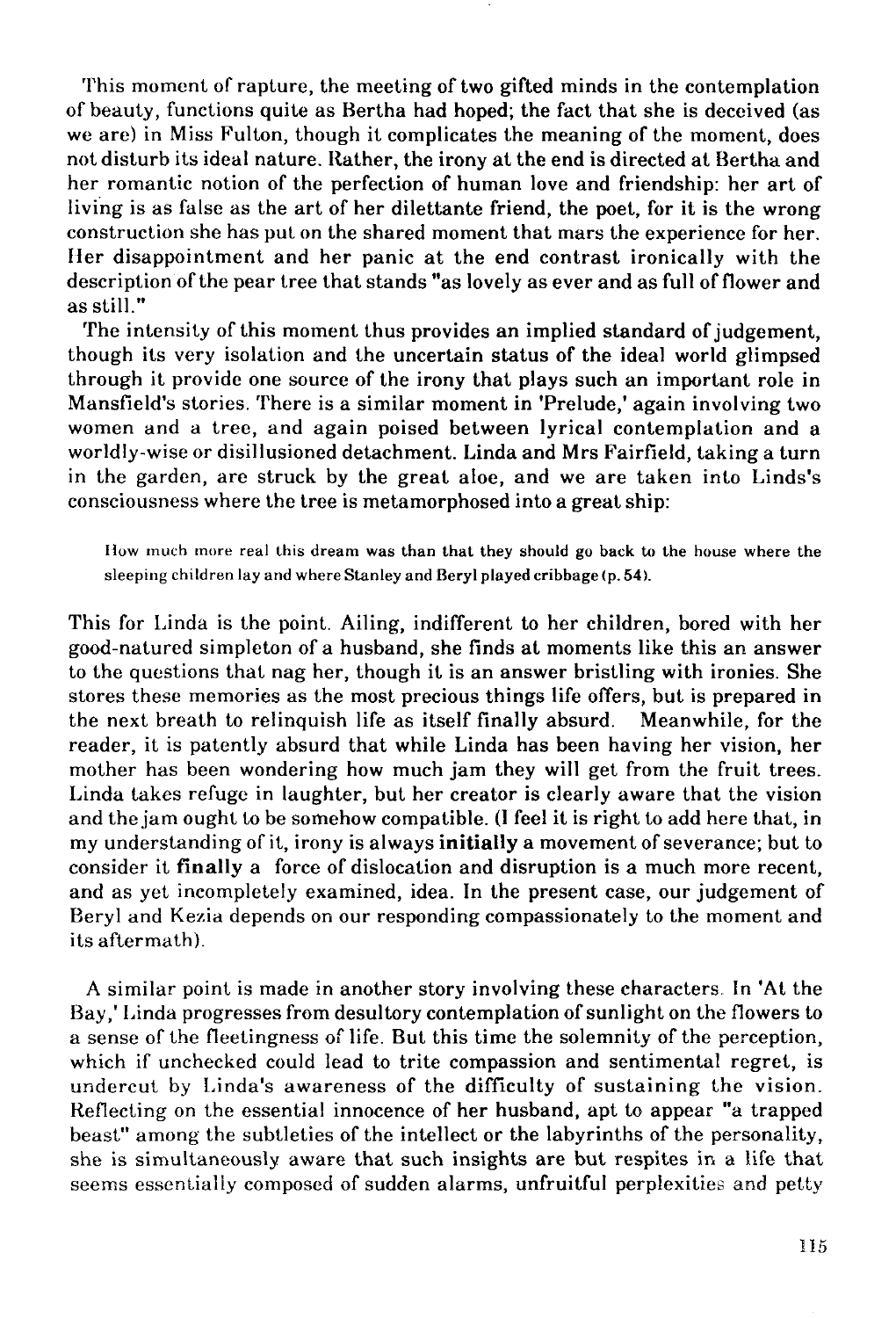This moment of rapture, the meeting of two gifted minds in the contemplation of beauty, functions quite as Bertha had hoped; the fact that she is deceived (as we are) in Miss Fulton, though it complicates the meaning of the moment, does not disturb its ideal nature. Rather, the irony at the end is directed at Bertha and her romantic notion of the perfection of human love and friendship: her art of living is as false as the art of her dilettante friend, the poet, for it is the wrong construction she has put on the shared moment that mars the experience for her. Her disappointment and her panic at the end contrast ironically with the description of the pear tree that stands "as lovely as ever and as full of flower and as still."

The intensity of this moment thus provides an implied standard of judgement, though its very isolation and the uncertain status of the ideal world glimpsed through it provide one source of the irony that plays such an important role in Mansfield's stories. There is a similar moment in 'Prelude,' again involving two women and a tree, and again poised between lyrical contemplation and a worldly-wise or disillusioned detachment. Linda and Mrs Fairfield, taking a turn in the garden, are struck by the great aloe, and we are taken into Linds's consciousness where the tree is metamorphosed into a great ship:

> How much more real this dream was than that they should go back to the house where the sleeping children lay and where Stanley and Beryl played cribbage (p. 54).

This for Linda is the point. Ailing, indifferent to her children, bored with her good-natured simpleton of a husband, she finds at moments like this an answer to the questions that nag her, though it is an answer bristling with ironies. She stores these memories as the most precious things life offers, but is prepared in the next breath to relinquish life as itself finally absurd. Meanwhile, for the reader, it is patently absurd that while Linda has been having her vision, her mother has been wondering how much jam they will get from the fruit trees. Linda takes refuge in laughter, but her creator is clearly aware that the vision and the jam ought to be somehow compatible. (I feel it is right to add here that, in my understanding of it, irony is always **initially** a movement of severance; but to consider it **finally** a force of dislocation and disruption is a much more recent, and as yet incompletely examined, idea. In the present case, our judgement of Beryl and Kezia depends on our responding compassionately to the moment and its aftermath).

A similar point is made in another story involving these characters. In 'At the Bay,' Linda progresses from desultory contemplation of sunlight on the flowers to a sense of the fleetingness of life. But this time the solemnity of the perception, which if unchecked could lead to trite compassion and sentimental regret, is undercut by Linda's awareness of the difficulty of sustaining the vision. Reflecting on the essential innocence of her husband, apt to appear "a trapped beast" among the subtleties of the intellect or the labyrinths of the personality, she is simultaneously aware that such insights are but respites in a life that seems essentially composed of sudden alarms, unfruitful perplexities and petty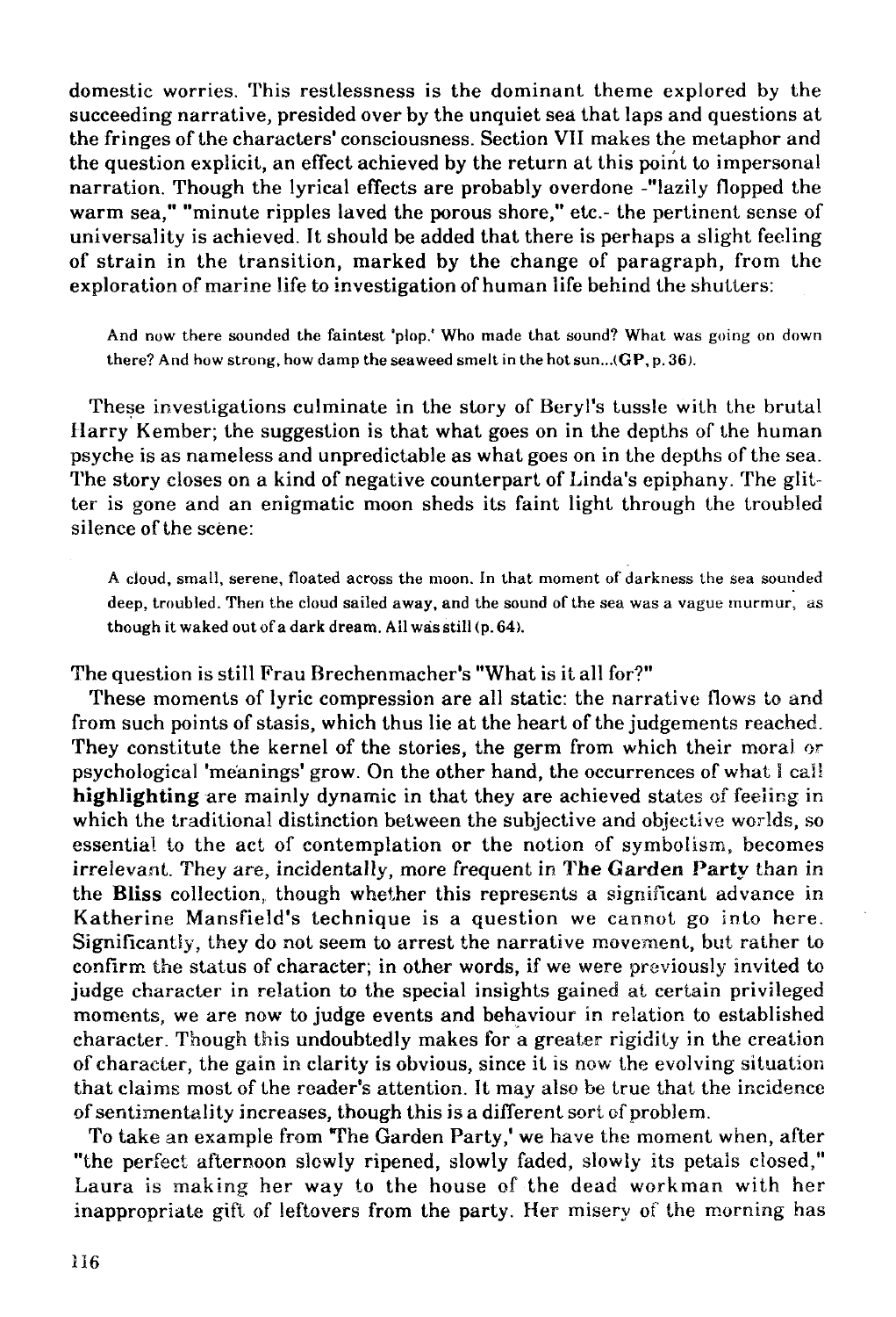domestic worries. This restlessness is the dominant theme explored by the succeeding narrative, presided over by the unquiet sea that laps and questions at the fringes of the characters' consciousness. Section VII makes the metaphor and the question explicit, an effect achieved by the return at this point to impersonal narration. Though the lyrical effects are probably overdone -"lazily flopped the warm sea," "minute ripples laved the porous shore," etc.- the pertinent sense of universality is achieved. It should be added that there is perhaps a slight feeling of strain in the transition, marked by the change of paragraph, from the exploration of marine life to investigation of human life behind the shutters:

> And now there sounded the faintest 'plop.' Who made that sound? What was going on down there? And how strong, how damp the seaweed smelt in the hot sun...(**GP**, p. 36).

These investigations culminate in the story of Beryl's tussle with the brutal Harry Kember; the suggestion is that what goes on in the depths of the human psyche is as nameless and unpredictable as what goes on in the depths of the sea. The story closes on a kind of negative counterpart of Linda's epiphany. The glitter is gone and an enigmatic moon sheds its faint light through the troubled silence of the scène:

> A cloud, small, serene, floated across the moon. In that moment of darkness the sea sounded deep, troubled. Then the cloud sailed away, and the sound of the sea was a vague murmur, as though it waked out of a dark dream. All was still (p. 64).

The question is still Frau Brechenmacher's "What is it all for?"

These moments of lyric compression are all static: the narrative flows to and from such points of stasis, which thus lie at the heart of the judgements reached. They constitute the kernel of the stories, the germ from which their moral or psychological 'meanings' grow. On the other hand, the occurrences of what I call **highlighting** are mainly dynamic in that they are achieved states of feeling in which the traditional distinction between the subjective and objective worlds, so essential to the act of contemplation or the notion of symbolism, becomes irrelevant. They are, incidentally, more frequent in **The Garden Party** than in the **Bliss** collection, though whether this represents a significant advance in Katherine Mansfield's technique is a question we cannot go into here. Significantly, they do not seem to arrest the narrative movement, but rather to confirm the status of character; in other words, if we were previously invited to judge character in relation to the special insights gained at certain privileged moments, we are now to judge events and behaviour in relation to established character. Though this undoubtedly makes for a greater rigidity in the creation of character, the gain in clarity is obvious, since it is now the evolving situation that claims most of the reader's attention. It may also be true that the incidence of sentimentality increases, though this is a different sort of problem.

To take an example from 'The Garden Party,' we have the moment when, after "the perfect afternoon slowly ripened, slowly faded, slowly its petals closed," Laura is making her way to the house of the dead workman with her inappropriate gift of leftovers from the party. Her misery of the morning has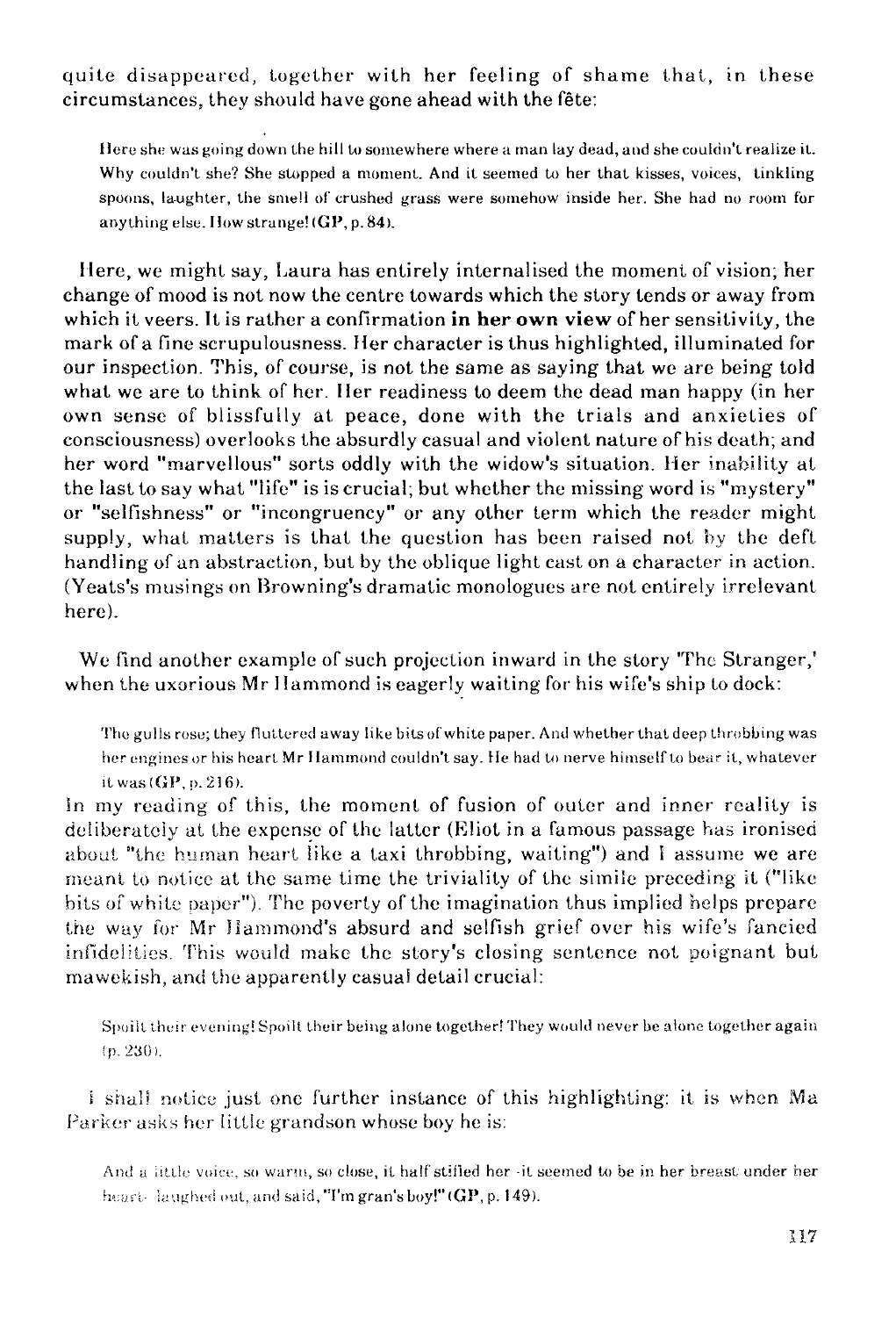quite disappeared, together with her feeling of shame that, in these circumstances, they should have gone ahead with the fête:

> Here she was going down the hill to somewhere where a man lay dead, and she couldn't realize it. Why couldn't she? She stopped a moment. And it seemed to her that kisses, voices, tinkling spoons, laughter, the smell of crushed grass were somehow inside her. She had no room for anything else. How strange! (**GP**, p. 84).

Here, we might say, Laura has entirely internalised the moment of vision; her change of mood is not now the centre towards which the story tends or away from which it veers. It is rather a confirmation **in her own view** of her sensitivity, the mark of a fine scrupulousness. Her character is thus highlighted, illuminated for our inspection. This, of course, is not the same as saying that we are being told what we are to think of her. Her readiness to deem the dead man happy (in her own sense of blissfully at peace, done with the trials and anxieties of consciousness) overlooks the absurdly casual and violent nature of his death; and her word "marvellous" sorts oddly with the widow's situation. Her inability at the last to say what "life" is is crucial; but whether the missing word is "mystery" or "selfishness" or "incongruency" or any other term which the reader might supply, what matters is that the question has been raised not by the deft handling of an abstraction, but by the oblique light cast on a character in action. (Yeats's musings on Browning's dramatic monologues are not entirely irrelevant here).

We find another example of such projection inward in the story 'The Stranger,' when the uxorious Mr Hammond is eagerly waiting for his wife's ship to dock:

> The gulls rose; they fluttered away like bits of white paper. And whether that deep throbbing was her engines or his heart Mr Hammond couldn't say. He had to nerve himself to bear it, whatever it was (**GP**, p. 216).

In my reading of this, the moment of fusion of outer and inner reality is deliberately at the expense of the latter (Eliot in a famous passage has ironised about "the human heart like a taxi throbbing, waiting") and I assume we are meant to notice at the same time the triviality of the simile preceding it ("like bits of white paper"). The poverty of the imagination thus implied helps prepare the way for Mr Hammond's absurd and selfish grief over his wife's fancied infidelities. This would make the story's closing sentence not poignant but mawekish, and the apparently casual detail crucial:

> Spoilt their evening! Spoilt their being alone together! They would never be alone together again (p. 230).

I shall notice just one further instance of this highlighting: it is when Ma Parker asks her little grandson whose boy he is:

> And a little voice, so warm, so close, it half stifled her -it seemed to be in her breast under her heart- laughed out, and said, "I'm gran's boy!" (**GP**, p. 149).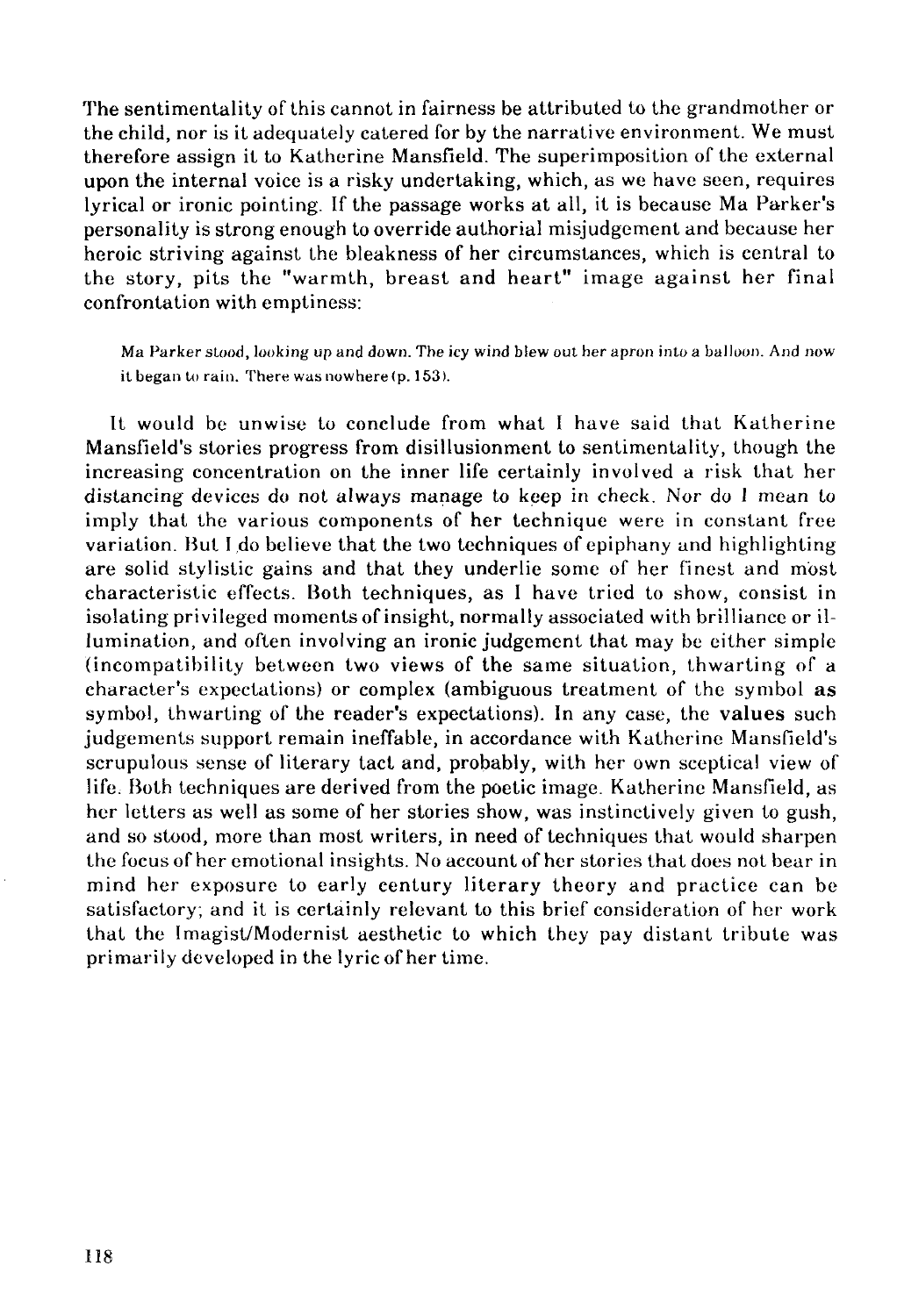The sentimentality of this cannot in fairness be attributed to the grandmother or the child, nor is it adequately catered for by the narrative environment. We must therefore assign it to Katherine Mansfield. The superimposition of the external upon the internal voice is a risky undertaking, which, as we have seen, requires lyrical or ironic pointing. If the passage works at all, it is because Ma Parker's personality is strong enough to override authorial misjudgement and because her heroic striving against the bleakness of her circumstances, which is central to the story, pits the "warmth, breast and heart" image against her final confrontation with emptiness:

> Ma Parker stood, looking up and down. The icy wind blew out her apron into a balloon. And now it began to rain. There was nowhere (p. 153).

It would be unwise to conclude from what I have said that Katherine Mansfield's stories progress from disillusionment to sentimentality, though the increasing concentration on the inner life certainly involved a risk that her distancing devices do not always manage to keep in check. Nor do I mean to imply that the various components of her technique were in constant free variation. But I do believe that the two techniques of epiphany and highlighting are solid stylistic gains and that they underlie some of her finest and most characteristic effects. Both techniques, as I have tried to show, consist in isolating privileged moments of insight, normally associated with brilliance or illumination, and often involving an ironic judgement that may be either simple (incompatibility between two views of the same situation, thwarting of a character's expectations) or complex (ambiguous treatment of the symbol as symbol, thwarting of the reader's expectations). In any case, the values such judgements support remain ineffable, in accordance with Katherine Mansfield's scrupulous sense of literary tact and, probably, with her own sceptical view of life. Both techniques are derived from the poetic image. Katherine Mansfield, as her letters as well as some of her stories show, was instinctively given to gush, and so stood, more than most writers, in need of techniques that would sharpen the focus of her emotional insights. No account of her stories that does not bear in mind her exposure to early century literary theory and practice can be satisfactory; and it is certainly relevant to this brief consideration of her work that the Imagist/Modernist aesthetic to which they pay distant tribute was primarily developed in the lyric of her time.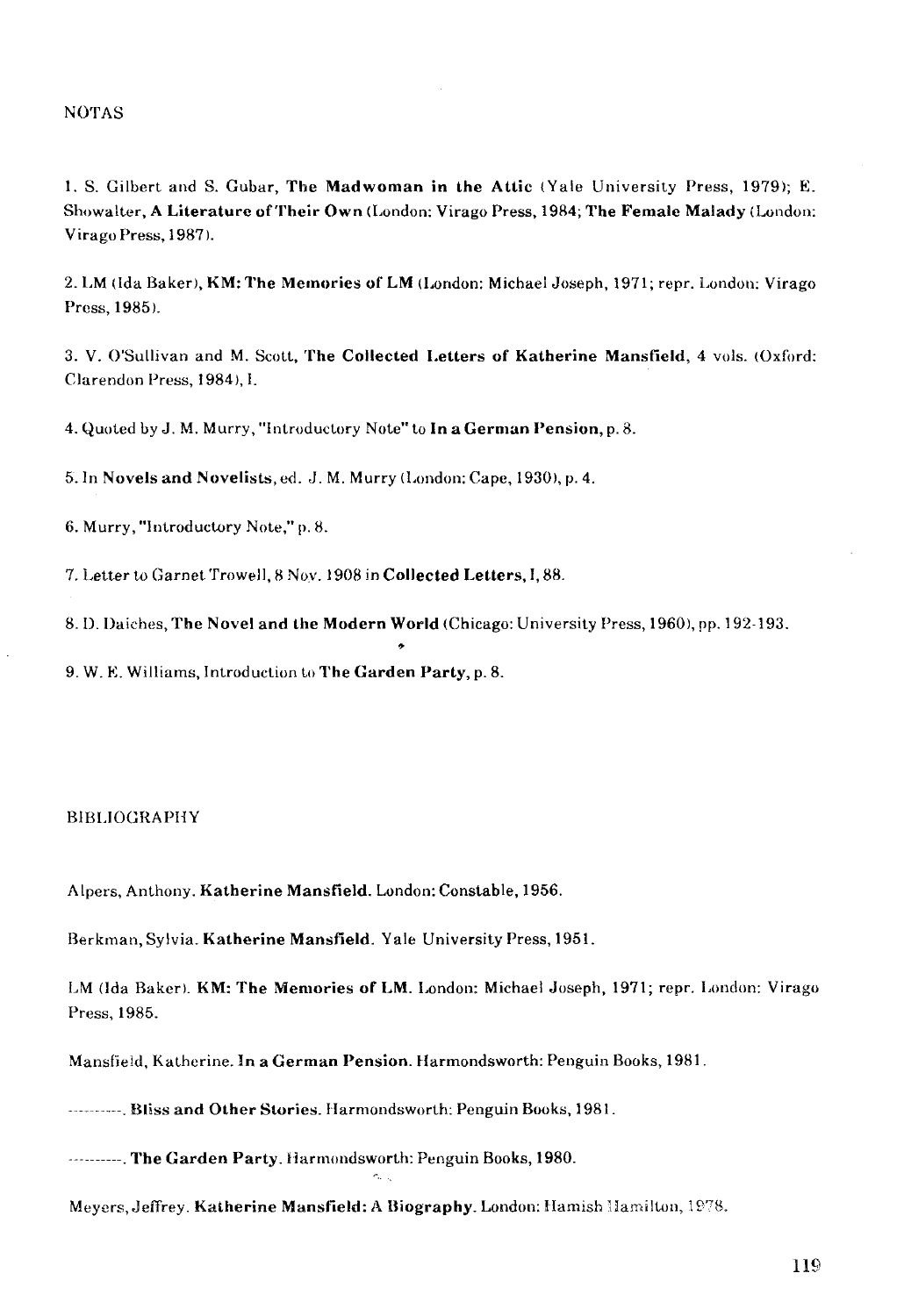## NOTAS

1. S. Gilbert and S. Gubar, **The Madwoman in the Attic** (Yale University Press, 1979); E. Showalter, **A Literature of Their Own** (London: Virago Press, 1984; **The Female Malady** (London: Virago Press, 1987).

2. LM (Ida Baker), **KM: The Memories of LM** (London: Michael Joseph, 1971; repr. London: Virago Press, 1985).

3. V. O'Sullivan and M. Scott, **The Collected Letters of Katherine Mansfield**, 4 vols. (Oxford: Clarendon Press, 1984), I.

4. Quoted by J. M. Murry, "Introductory Note" to **In a German Pension**, p. 8.

5. In **Novels and Novelists**, ed. J. M. Murry (London: Cape, 1930), p. 4.

6. Murry, "Introductory Note," p. 8.

7. Letter to Garnet Trowell, 8 Nov. 1908 in **Collected Letters**, I, 88.

8. D. Daiches, **The Novel and the Modern World** (Chicago: University Press, 1960), pp. 192-193.

9. W. E. Williams, Introduction to **The Garden Party**, p. 8.

## BIBLIOGRAPHY

Alpers, Anthony. **Katherine Mansfield.** London: Constable, 1956.

Berkman, Sylvia. **Katherine Mansfield.** Yale University Press, 1951.

LM (Ida Baker). **KM: The Memories of LM.** London: Michael Joseph, 1971; repr. London: Virago Press, 1985.

Mansfield, Katherine. **In a German Pension.** Harmondsworth: Penguin Books, 1981.

----------. **Bliss and Other Stories.** Harmondsworth: Penguin Books, 1981.

----------. **The Garden Party.** Harmondsworth: Penguin Books, 1980.

Meyers, Jeffrey. **Katherine Mansfield: A Biography.** London: Hamish Hamilton, 1978.